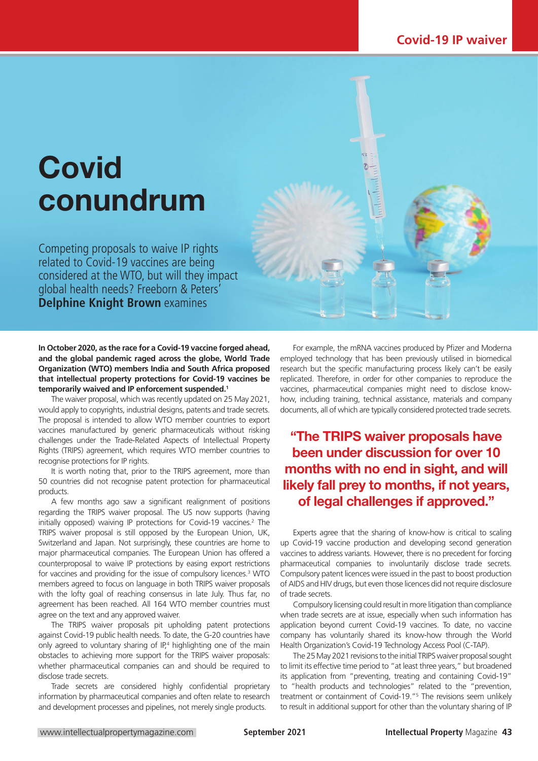# Covid conundrum

Competing proposals to waive IP rights related to Covid-19 vaccines are being considered at the WTO, but will they impact global health needs? Freeborn & Peters' **Delphine Knight Brown** examines

**In October 2020, as the race for a Covid-19 vaccine forged ahead, and the global pandemic raged across the globe, World Trade Organization (WTO) members India and South Africa proposed that intellectual property protections for Covid-19 vaccines be temporarily waived and IP enforcement suspended.[1]**

The waiver proposal, which was recently updated on 25 May 2021, would apply to copyrights, industrial designs, patents and trade secrets. The proposal is intended to allow WTO member countries to export vaccines manufactured by generic pharmaceuticals without risking challenges under the Trade-Related Aspects of Intellectual Property Rights (TRIPS) agreement, which requires WTO member countries to recognise protections for IP rights.

It is worth noting that, prior to the TRIPS agreement, more than 50 countries did not recognise patent protection for pharmaceutical products.

A few months ago saw a significant realignment of positions regarding the TRIPS waiver proposal. The US now supports (having initially opposed) waiving IP protections for Covid-19 vaccines.[2] The TRIPS waiver proposal is still opposed by the European Union, UK, Switzerland and Japan. Not surprisingly, these countries are home to major pharmaceutical companies. The European Union has offered a counterproposal to waive IP protections by easing export restrictions for vaccines and providing for the issue of compulsory licences.[3] WTO members agreed to focus on language in both TRIPS waiver proposals with the lofty goal of reaching consensus in late July. Thus far, no agreement has been reached. All 164 WTO member countries must agree on the text and any approved waiver.

The TRIPS waiver proposals pit upholding patent protections against Covid-19 public health needs. To date, the G-20 countries have only agreed to voluntary sharing of IP,[4] highlighting one of the main obstacles to achieving more support for the TRIPS waiver proposals: whether pharmaceutical companies can and should be required to disclose trade secrets.

Trade secrets are considered highly confidential proprietary information by pharmaceutical companies and often relate to research and development processes and pipelines, not merely single products.

For example, the mRNA vaccines produced by Pfizer and Moderna employed technology that has been previously utilised in biomedical research but the specific manufacturing process likely can't be easily replicated. Therefore, in order for other companies to reproduce the vaccines, pharmaceutical companies might need to disclose know-how, including training, technical assistance, materials and company documents, all of which are typically considered protected trade secrets.

> **"The TRIPS waiver proposals have been under discussion for over 10 months with no end in sight, and will likely fall prey to months, if not years, of legal challenges if approved."**

Experts agree that the sharing of know-how is critical to scaling up Covid-19 vaccine production and developing second generation vaccines to address variants. However, there is no precedent for forcing pharmaceutical companies to involuntarily disclose trade secrets. Compulsory patent licences were issued in the past to boost production of AIDS and HIV drugs, but even those licences did not require disclosure of trade secrets.

Compulsory licensing could result in more litigation than compliance when trade secrets are at issue, especially when such information has application beyond current Covid-19 vaccines. To date, no vaccine company has voluntarily shared its know-how through the World Health Organization's Covid-19 Technology Access Pool (C-TAP).

The 25 May 2021 revisions to the initial TRIPS waiver proposal sought to limit its effective time period to "at least three years," but broadened its application from "preventing, treating and containing Covid-19" to "health products and technologies" related to the "prevention, treatment or containment of Covid-19."[5] The revisions seem unlikely to result in additional support for other than the voluntary sharing of IP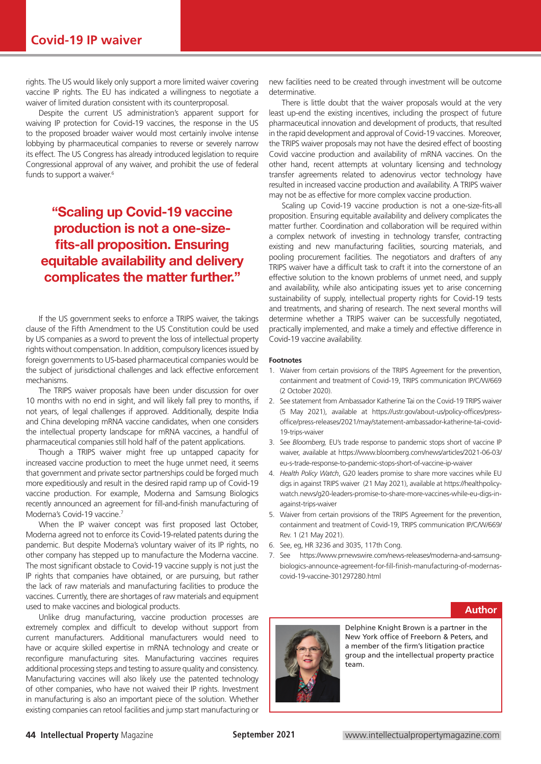rights. The US would likely only support a more limited waiver covering vaccine IP rights. The EU has indicated a willingness to negotiate a waiver of limited duration consistent with its counterproposal.

Despite the current US administration's apparent support for waiving IP protection for Covid-19 vaccines, the response in the US to the proposed broader waiver would most certainly involve intense lobbying by pharmaceutical companies to reverse or severely narrow its effect. The US Congress has already introduced legislation to require Congressional approval of any waiver, and prohibit the use of federal funds to support a waiver.[6]

> **"Scaling up Covid-19 vaccine production is not a one-size-fits-all proposition. Ensuring equitable availability and delivery complicates the matter further."**

If the US government seeks to enforce a TRIPS waiver, the takings clause of the Fifth Amendment to the US Constitution could be used by US companies as a sword to prevent the loss of intellectual property rights without compensation. In addition, compulsory licences issued by foreign governments to US-based pharmaceutical companies would be the subject of jurisdictional challenges and lack effective enforcement mechanisms.

The TRIPS waiver proposals have been under discussion for over 10 months with no end in sight, and will likely fall prey to months, if not years, of legal challenges if approved. Additionally, despite India and China developing mRNA vaccine candidates, when one considers the intellectual property landscape for mRNA vaccines, a handful of pharmaceutical companies still hold half of the patent applications.

Though a TRIPS waiver might free up untapped capacity for increased vaccine production to meet the huge unmet need, it seems that government and private sector partnerships could be forged much more expeditiously and result in the desired rapid ramp up of Covid-19 vaccine production. For example, Moderna and Samsung Biologics recently announced an agreement for fill-and-finish manufacturing of Moderna's Covid-19 vaccine.[7]

When the IP waiver concept was first proposed last October, Moderna agreed not to enforce its Covid-19-related patents during the pandemic. But despite Moderna's voluntary waiver of its IP rights, no other company has stepped up to manufacture the Moderna vaccine. The most significant obstacle to Covid-19 vaccine supply is not just the IP rights that companies have obtained, or are pursuing, but rather the lack of raw materials and manufacturing facilities to produce the vaccines. Currently, there are shortages of raw materials and equipment used to make vaccines and biological products.

Unlike drug manufacturing, vaccine production processes are extremely complex and difficult to develop without support from current manufacturers. Additional manufacturers would need to have or acquire skilled expertise in mRNA technology and create or reconfigure manufacturing sites. Manufacturing vaccines requires additional processing steps and testing to assure quality and consistency. Manufacturing vaccines will also likely use the patented technology of other companies, who have not waived their IP rights. Investment in manufacturing is also an important piece of the solution. Whether existing companies can retool facilities and jump start manufacturing or new facilities need to be created through investment will be outcome determinative.

There is little doubt that the waiver proposals would at the very least up-end the existing incentives, including the prospect of future pharmaceutical innovation and development of products, that resulted in the rapid development and approval of Covid-19 vaccines. Moreover, the TRIPS waiver proposals may not have the desired effect of boosting Covid vaccine production and availability of mRNA vaccines. On the other hand, recent attempts at voluntary licensing and technology transfer agreements related to adenovirus vector technology have resulted in increased vaccine production and availability. A TRIPS waiver may not be as effective for more complex vaccine production.

Scaling up Covid-19 vaccine production is not a one-size-fits-all proposition. Ensuring equitable availability and delivery complicates the matter further. Coordination and collaboration will be required within a complex network of investing in technology transfer, contracting existing and new manufacturing facilities, sourcing materials, and pooling procurement facilities. The negotiators and drafters of any TRIPS waiver have a difficult task to craft it into the cornerstone of an effective solution to the known problems of unmet need, and supply and availability, while also anticipating issues yet to arise concerning sustainability of supply, intellectual property rights for Covid-19 tests and treatments, and sharing of research. The next several months will determine whether a TRIPS waiver can be successfully negotiated, practically implemented, and make a timely and effective difference in Covid-19 vaccine availability.

#### Footnotes

1. Waiver from certain provisions of the TRIPS Agreement for the prevention, containment and treatment of Covid-19, TRIPS communication IP/C/W/669 (2 October 2020).
2. See statement from Ambassador Katherine Tai on the Covid-19 TRIPS waiver (5 May 2021), available at https://ustr.gov/about-us/policy-offices/press-office/press-releases/2021/may/statement-ambassador-katherine-tai-covid-19-trips-waiver
3. See *Bloomberg*, EU's trade response to pandemic stops short of vaccine IP waiver, available at https://www.bloomberg.com/news/articles/2021-06-03/eu-s-trade-response-to-pandemic-stops-short-of-vaccine-ip-waiver
4. *Health Policy Watch*, G20 leaders promise to share more vaccines while EU digs in against TRIPS waiver (21 May 2021), available at https://healthpolicy-watch.news/g20-leaders-promise-to-share-more-vaccines-while-eu-digs-in-against-trips-waiver
5. Waiver from certain provisions of the TRIPS Agreement for the prevention, containment and treatment of Covid-19, TRIPS communication IP/C/W/669/Rev. 1 (21 May 2021).
6. See, eg, HR 3236 and 3035, 117th Cong.
7. See https://www.prnewswire.com/news-releases/moderna-and-samsung-biologics-announce-agreement-for-fill-finish-manufacturing-of-modernas-covid-19-vaccine-301297280.html

### Author

Delphine Knight Brown is a partner in the New York office of Freeborn & Peters, and a member of the firm's litigation practice group and the intellectual property practice team.